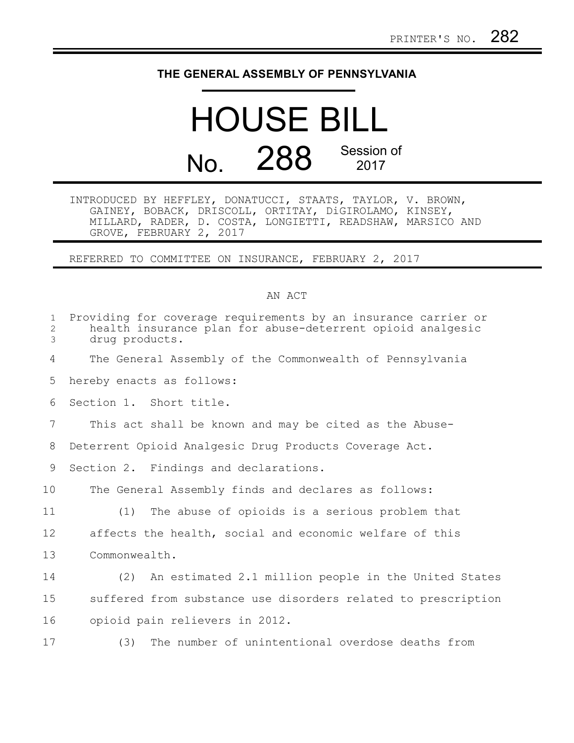PRINTER'S NO. 282

# THE GENERAL ASSEMBLY OF PENNSYLVANIA

# HOUSE BILL No. 288

Session of 2017

INTRODUCED BY HEFFLEY, DONATUCCI, STAATS, TAYLOR, V. BROWN, GAINEY, BOBACK, DRISCOLL, ORTITAY, DiGIROLAMO, KINSEY, MILLARD, RADER, D. COSTA, LONGIETTI, READSHAW, MARSICO AND GROVE, FEBRUARY 2, 2017

REFERRED TO COMMITTEE ON INSURANCE, FEBRUARY 2, 2017

AN ACT

Providing for coverage requirements by an insurance carrier or health insurance plan for abuse-deterrent opioid analgesic drug products.

The General Assembly of the Commonwealth of Pennsylvania hereby enacts as follows:

Section 1. Short title.

This act shall be known and may be cited as the Abuse-Deterrent Opioid Analgesic Drug Products Coverage Act.

Section 2. Findings and declarations.

The General Assembly finds and declares as follows:

(1) The abuse of opioids is a serious problem that affects the health, social and economic welfare of this Commonwealth.

(2) An estimated 2.1 million people in the United States suffered from substance use disorders related to prescription opioid pain relievers in 2012.

(3) The number of unintentional overdose deaths from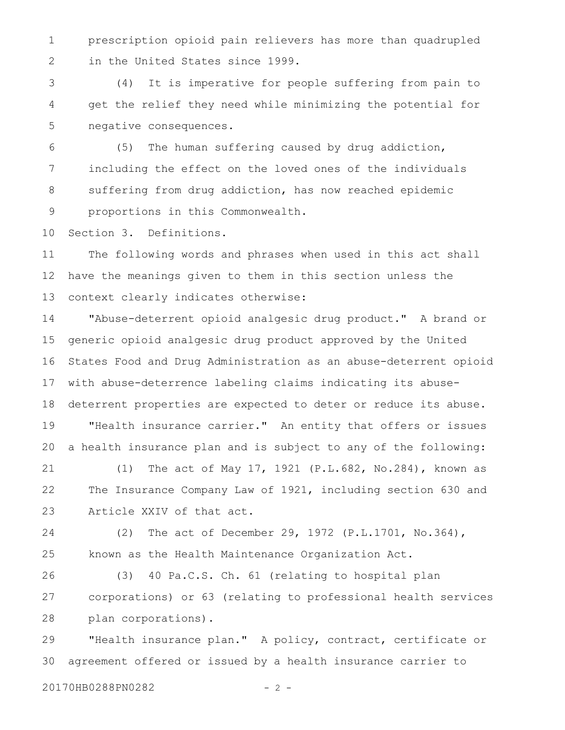prescription opioid pain relievers has more than quadrupled in the United States since 1999.

(4) It is imperative for people suffering from pain to get the relief they need while minimizing the potential for negative consequences.

(5) The human suffering caused by drug addiction, including the effect on the loved ones of the individuals suffering from drug addiction, has now reached epidemic proportions in this Commonwealth.

Section 3. Definitions.

The following words and phrases when used in this act shall have the meanings given to them in this section unless the context clearly indicates otherwise:

"Abuse-deterrent opioid analgesic drug product." A brand or generic opioid analgesic drug product approved by the United States Food and Drug Administration as an abuse-deterrent opioid with abuse-deterrence labeling claims indicating its abuse-deterrent properties are expected to deter or reduce its abuse.

"Health insurance carrier." An entity that offers or issues a health insurance plan and is subject to any of the following:

(1) The act of May 17, 1921 (P.L.682, No.284), known as The Insurance Company Law of 1921, including section 630 and Article XXIV of that act.

(2) The act of December 29, 1972 (P.L.1701, No.364), known as the Health Maintenance Organization Act.

(3) 40 Pa.C.S. Ch. 61 (relating to hospital plan corporations) or 63 (relating to professional health services plan corporations).

"Health insurance plan." A policy, contract, certificate or agreement offered or issued by a health insurance carrier to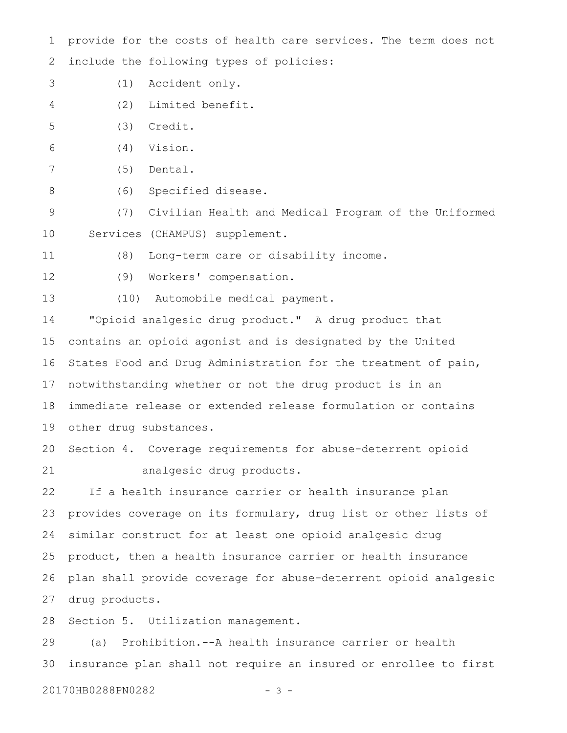provide for the costs of health care services. The term does not include the following types of policies:

(1) Accident only.

(2) Limited benefit.

(3) Credit.

(4) Vision.

(5) Dental.

(6) Specified disease.

(7) Civilian Health and Medical Program of the Uniformed Services (CHAMPUS) supplement.

(8) Long-term care or disability income.

(9) Workers' compensation.

(10) Automobile medical payment.

"Opioid analgesic drug product." A drug product that contains an opioid agonist and is designated by the United States Food and Drug Administration for the treatment of pain, notwithstanding whether or not the drug product is in an immediate release or extended release formulation or contains other drug substances.

Section 4. Coverage requirements for abuse-deterrent opioid analgesic drug products.

If a health insurance carrier or health insurance plan provides coverage on its formulary, drug list or other lists of similar construct for at least one opioid analgesic drug product, then a health insurance carrier or health insurance plan shall provide coverage for abuse-deterrent opioid analgesic drug products.

Section 5. Utilization management.

(a) Prohibition.--A health insurance carrier or health insurance plan shall not require an insured or enrollee to first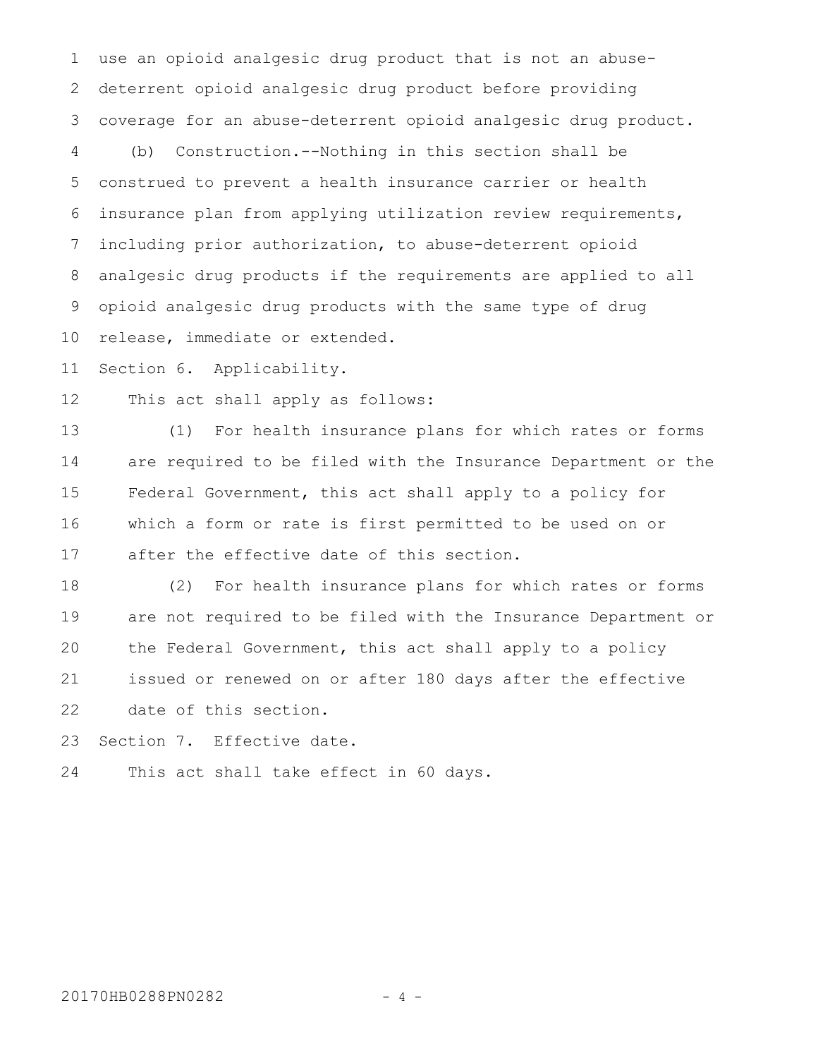use an opioid analgesic drug product that is not an abuse-deterrent opioid analgesic drug product before providing coverage for an abuse-deterrent opioid analgesic drug product.

(b) Construction.--Nothing in this section shall be construed to prevent a health insurance carrier or health insurance plan from applying utilization review requirements, including prior authorization, to abuse-deterrent opioid analgesic drug products if the requirements are applied to all opioid analgesic drug products with the same type of drug release, immediate or extended.

Section 6. Applicability.

This act shall apply as follows:

(1) For health insurance plans for which rates or forms are required to be filed with the Insurance Department or the Federal Government, this act shall apply to a policy for which a form or rate is first permitted to be used on or after the effective date of this section.

(2) For health insurance plans for which rates or forms are not required to be filed with the Insurance Department or the Federal Government, this act shall apply to a policy issued or renewed on or after 180 days after the effective date of this section.

Section 7. Effective date.

This act shall take effect in 60 days.